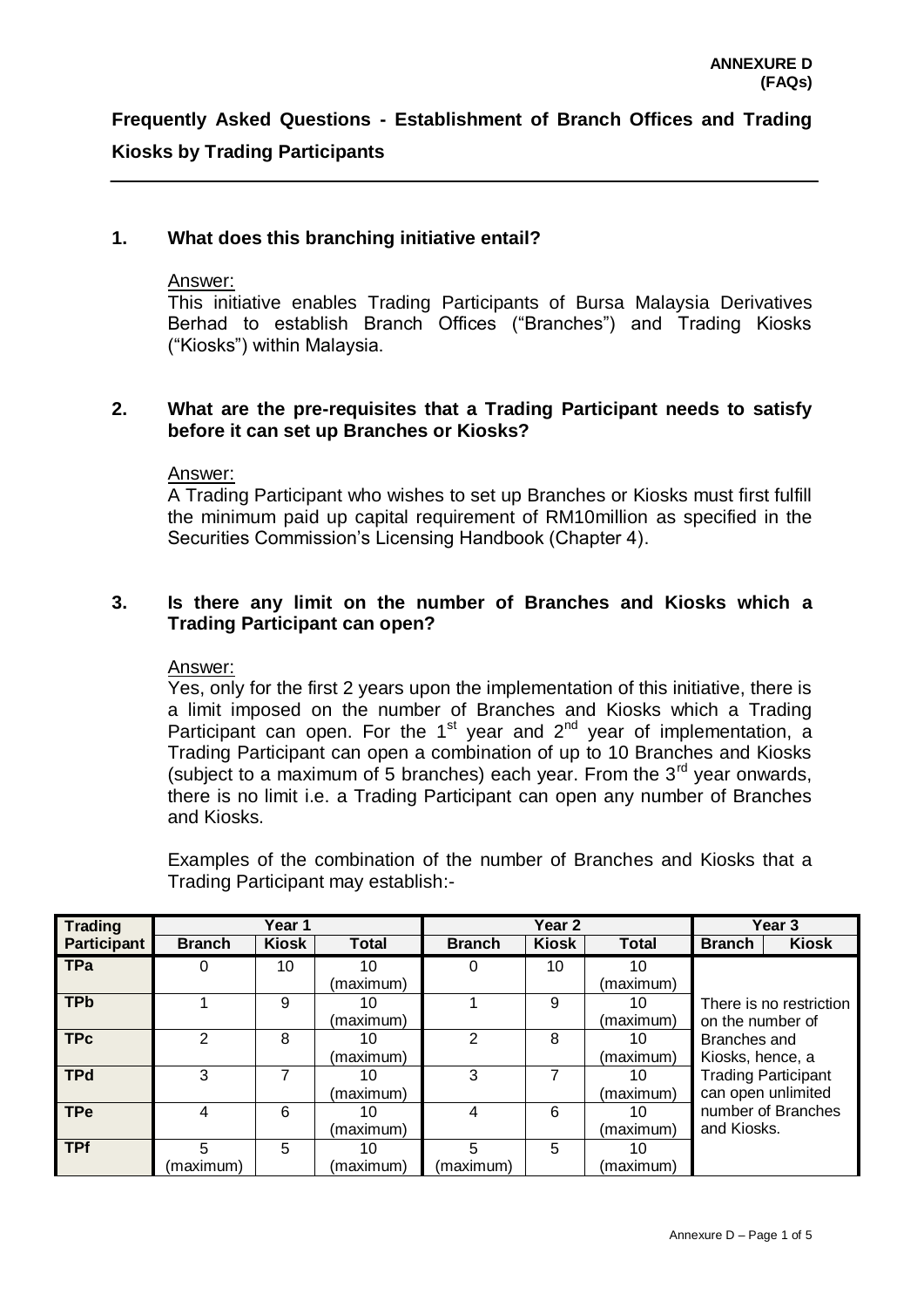**ANNEXURE D (FAQs)**

# Frequently Asked Questions - Establishment of Branch Offices and Trading Kiosks by Trading Participants

## 1. What does this branching initiative entail?

Answer:

This initiative enables Trading Participants of Bursa Malaysia Derivatives Berhad to establish Branch Offices ("Branches") and Trading Kiosks ("Kiosks") within Malaysia.

## 2. What are the pre-requisites that a Trading Participant needs to satisfy before it can set up Branches or Kiosks?

Answer:

A Trading Participant who wishes to set up Branches or Kiosks must first fulfill the minimum paid up capital requirement of RM10million as specified in the Securities Commission's Licensing Handbook (Chapter 4).

## 3. Is there any limit on the number of Branches and Kiosks which a Trading Participant can open?

Answer:

Yes, only for the first 2 years upon the implementation of this initiative, there is a limit imposed on the number of Branches and Kiosks which a Trading Participant can open. For the 1st year and 2nd year of implementation, a Trading Participant can open a combination of up to 10 Branches and Kiosks (subject to a maximum of 5 branches) each year. From the 3rd year onwards, there is no limit i.e. a Trading Participant can open any number of Branches and Kiosks.

Examples of the combination of the number of Branches and Kiosks that a Trading Participant may establish:-

| Trading Participant | Year 1 | | | Year 2 | | | Year 3 | |
|---|---|---|---|---|---|---|---|---|
| | Branch | Kiosk | Total | Branch | Kiosk | Total | Branch | Kiosk |
| TPa | 0 | 10 | 10 (maximum) | 0 | 10 | 10 (maximum) | There is no restriction on the number of Branches and Kiosks, hence, a Trading Participant can open unlimited number of Branches and Kiosks. | |
| TPb | 1 | 9 | 10 (maximum) | 1 | 9 | 10 (maximum) | | |
| TPc | 2 | 8 | 10 (maximum) | 2 | 8 | 10 (maximum) | | |
| TPd | 3 | 7 | 10 (maximum) | 3 | 7 | 10 (maximum) | | |
| TPe | 4 | 6 | 10 (maximum) | 4 | 6 | 10 (maximum) | | |
| TPf | 5 (maximum) | 5 | 10 (maximum) | 5 (maximum) | 5 | 10 (maximum) | | |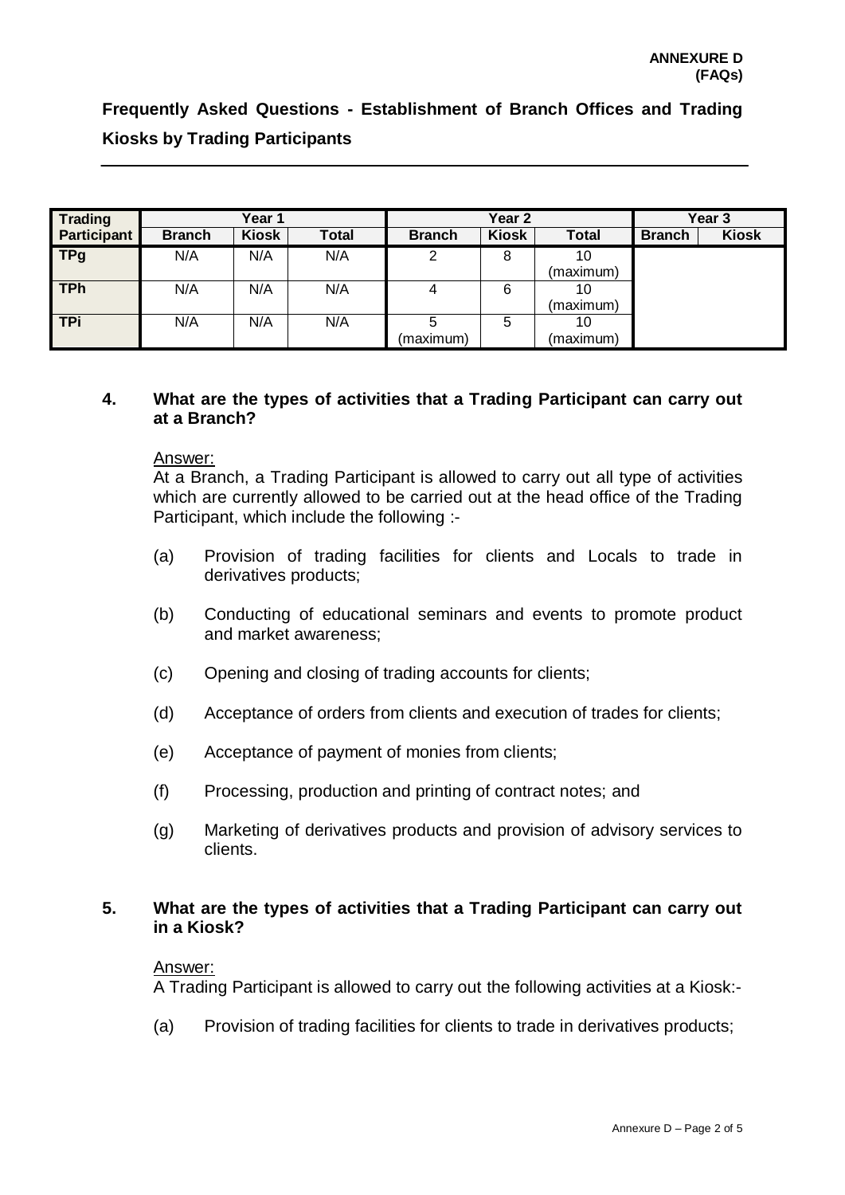**ANNEXURE D**
**(FAQs)**

**Frequently Asked Questions - Establishment of Branch Offices and Trading Kiosks by Trading Participants**

| Trading Participant | Year 1 | | | Year 2 | | | Year 3 | |
|---|---|---|---|---|---|---|---|---|
| | Branch | Kiosk | Total | Branch | Kiosk | Total | Branch | Kiosk |
| TPg | N/A | N/A | N/A | 2 | 8 | 10 (maximum) | | |
| TPh | N/A | N/A | N/A | 4 | 6 | 10 (maximum) | | |
| TPi | N/A | N/A | N/A | 5 (maximum) | 5 | 10 (maximum) | | |

**4. What are the types of activities that a Trading Participant can carry out at a Branch?**

Answer:
At a Branch, a Trading Participant is allowed to carry out all type of activities which are currently allowed to be carried out at the head office of the Trading Participant, which include the following :-

(a) Provision of trading facilities for clients and Locals to trade in derivatives products;

(b) Conducting of educational seminars and events to promote product and market awareness;

(c) Opening and closing of trading accounts for clients;

(d) Acceptance of orders from clients and execution of trades for clients;

(e) Acceptance of payment of monies from clients;

(f) Processing, production and printing of contract notes; and

(g) Marketing of derivatives products and provision of advisory services to clients.

**5. What are the types of activities that a Trading Participant can carry out in a Kiosk?**

Answer:
A Trading Participant is allowed to carry out the following activities at a Kiosk:-

(a) Provision of trading facilities for clients to trade in derivatives products;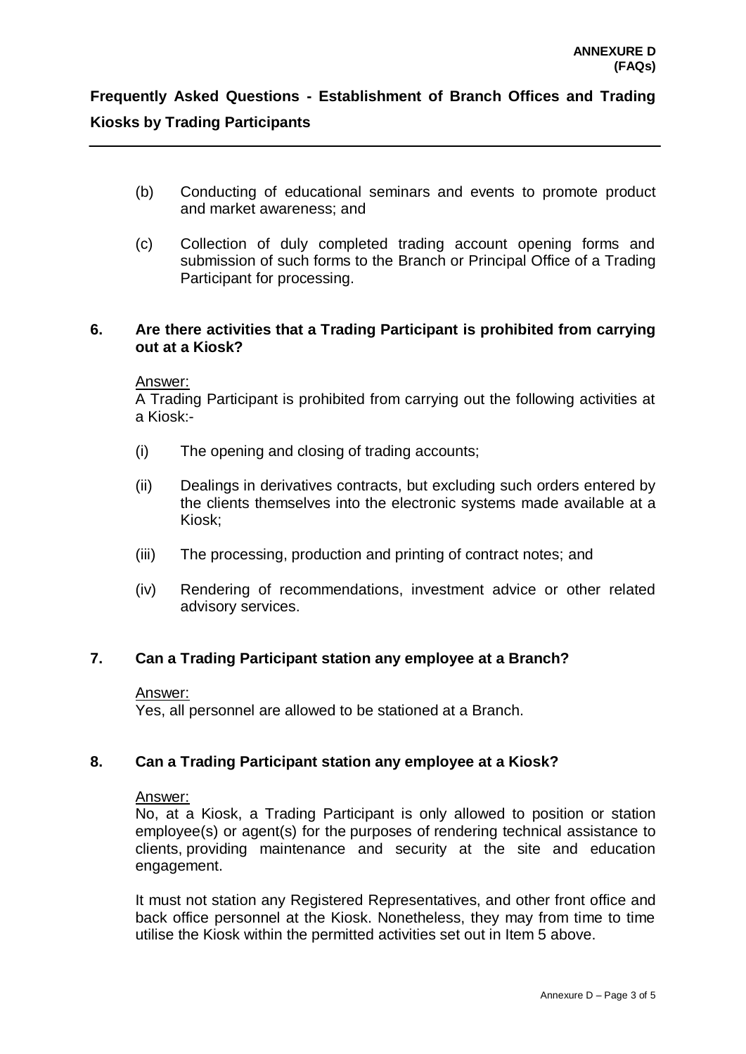**ANNEXURE D**
**(FAQs)**

**Frequently Asked Questions - Establishment of Branch Offices and Trading Kiosks by Trading Participants**

(b) Conducting of educational seminars and events to promote product and market awareness; and

(c) Collection of duly completed trading account opening forms and submission of such forms to the Branch or Principal Office of a Trading Participant for processing.

**6. Are there activities that a Trading Participant is prohibited from carrying out at a Kiosk?**

Answer:
A Trading Participant is prohibited from carrying out the following activities at a Kiosk:-

(i) The opening and closing of trading accounts;

(ii) Dealings in derivatives contracts, but excluding such orders entered by the clients themselves into the electronic systems made available at a Kiosk;

(iii) The processing, production and printing of contract notes; and

(iv) Rendering of recommendations, investment advice or other related advisory services.

**7. Can a Trading Participant station any employee at a Branch?**

Answer:
Yes, all personnel are allowed to be stationed at a Branch.

**8. Can a Trading Participant station any employee at a Kiosk?**

Answer:
No, at a Kiosk, a Trading Participant is only allowed to position or station employee(s) or agent(s) for the purposes of rendering technical assistance to clients, providing maintenance and security at the site and education engagement.

It must not station any Registered Representatives, and other front office and back office personnel at the Kiosk. Nonetheless, they may from time to time utilise the Kiosk within the permitted activities set out in Item 5 above.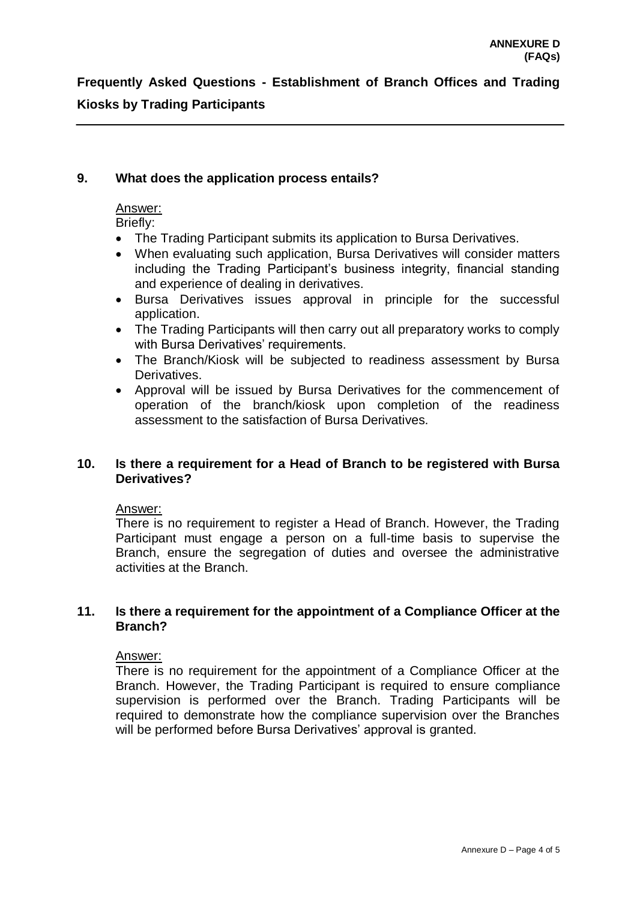**ANNEXURE D**
**(FAQs)**

## Frequently Asked Questions - Establishment of Branch Offices and Trading Kiosks by Trading Participants

---

### 9. What does the application process entails?

Answer:

Briefly:

- The Trading Participant submits its application to Bursa Derivatives.
- When evaluating such application, Bursa Derivatives will consider matters including the Trading Participant's business integrity, financial standing and experience of dealing in derivatives.
- Bursa Derivatives issues approval in principle for the successful application.
- The Trading Participants will then carry out all preparatory works to comply with Bursa Derivatives' requirements.
- The Branch/Kiosk will be subjected to readiness assessment by Bursa Derivatives.
- Approval will be issued by Bursa Derivatives for the commencement of operation of the branch/kiosk upon completion of the readiness assessment to the satisfaction of Bursa Derivatives.

### 10. Is there a requirement for a Head of Branch to be registered with Bursa Derivatives?

Answer:

There is no requirement to register a Head of Branch. However, the Trading Participant must engage a person on a full-time basis to supervise the Branch, ensure the segregation of duties and oversee the administrative activities at the Branch.

### 11. Is there a requirement for the appointment of a Compliance Officer at the Branch?

Answer:

There is no requirement for the appointment of a Compliance Officer at the Branch. However, the Trading Participant is required to ensure compliance supervision is performed over the Branch. Trading Participants will be required to demonstrate how the compliance supervision over the Branches will be performed before Bursa Derivatives' approval is granted.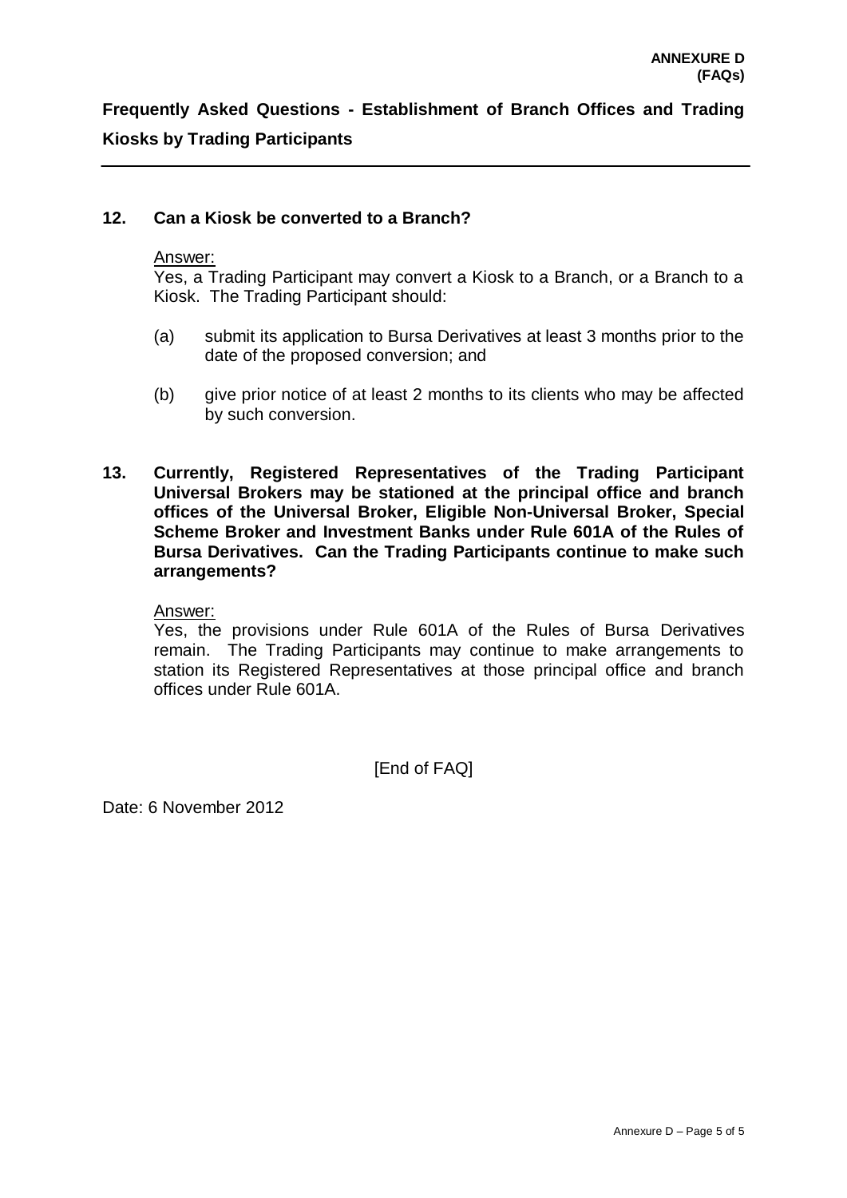**ANNEXURE D**
**(FAQs)**

# Frequently Asked Questions - Establishment of Branch Offices and Trading Kiosks by Trading Participants

**12. Can a Kiosk be converted to a Branch?**

Answer:

Yes, a Trading Participant may convert a Kiosk to a Branch, or a Branch to a Kiosk. The Trading Participant should:

(a) submit its application to Bursa Derivatives at least 3 months prior to the date of the proposed conversion; and

(b) give prior notice of at least 2 months to its clients who may be affected by such conversion.

**13. Currently, Registered Representatives of the Trading Participant Universal Brokers may be stationed at the principal office and branch offices of the Universal Broker, Eligible Non-Universal Broker, Special Scheme Broker and Investment Banks under Rule 601A of the Rules of Bursa Derivatives. Can the Trading Participants continue to make such arrangements?**

Answer:

Yes, the provisions under Rule 601A of the Rules of Bursa Derivatives remain. The Trading Participants may continue to make arrangements to station its Registered Representatives at those principal office and branch offices under Rule 601A.

[End of FAQ]

Date: 6 November 2012